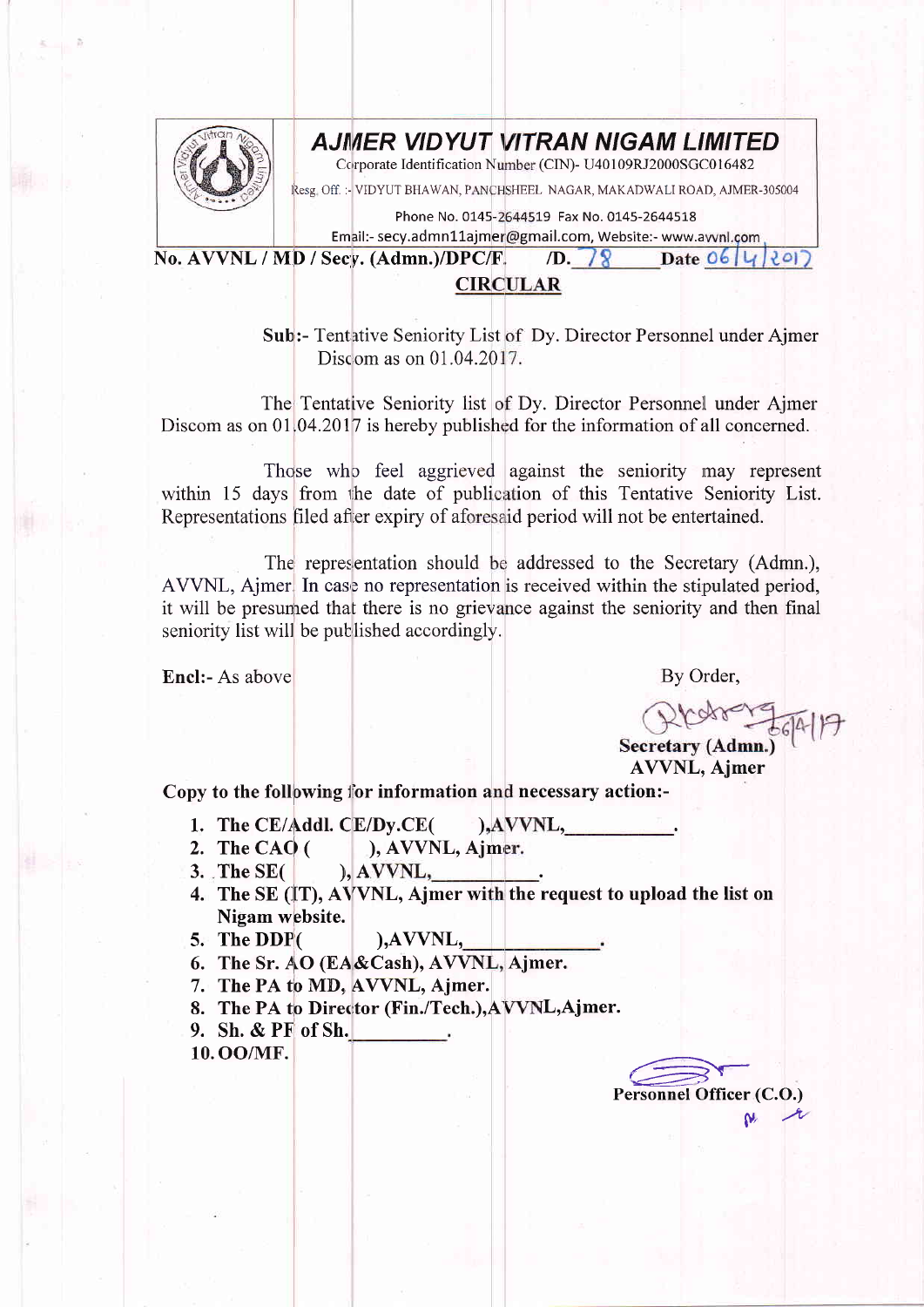# AJMER VIDYUT VITRAN NIGAM LIMITED

Corporate Identification Number (CIN)- U40109RJ2000SGC016482

Resg. Off. :- VIDYUT BHAWAN, PANCHSHEEL NAGAR, MAKADWALI ROAD, AJMER-305004

Phone No. 0145-2644519 Fax No. 0145-2644518

Email:- secy.admn11ajmer@gmail.com, Website:- www.avvnl.com

**No. AVVNL / MD / Secy. (Admn.)/DPC/F. /D. 78 Date 06/4/2017**

## CIRCULAR

**Sub:-** Tentative Seniority List of Dy. Director Personnel under Ajmer Discom as on 01.04.2017.

The Tentative Seniority list of Dy. Director Personnel under Ajmer Discom as on 01.04.2017 is hereby published for the information of all concerned.

Those who feel aggrieved against the seniority may represent within 15 days from the date of publication of this Tentative Seniority List. Representations filed after expiry of aforesaid period will not be entertained.

The representation should be addressed to the Secretary (Admn.), AVVNL, Ajmer. In case no representation is received within the stipulated period, it will be presumed that there is no grievance against the seniority and then final seniority list will be published accordingly.

**Encl:-** As above

By Order,

06/4/17

**Secretary (Admn.)**
**AVVNL, Ajmer**

**Copy to the following for information and necessary action:-**

1. **The CE/Addl. CE/Dy.CE( ),AVVNL,__________.**
2. **The CAO ( ), AVVNL, Ajmer.**
3. **The SE( ), AVVNL,__________.**
4. **The SE (IT), AVVNL, Ajmer with the request to upload the list on Nigam website.**
5. **The DDP( ),AVVNL,____________.**
6. **The Sr. AO (EA&Cash), AVVNL, Ajmer.**
7. **The PA to MD, AVVNL, Ajmer.**
8. **The PA to Director (Fin./Tech.),AVVNL,Ajmer.**
9. **Sh. & PF of Sh.__________.**
10. **OO/MF.**

**Personnel Officer (C.O.)**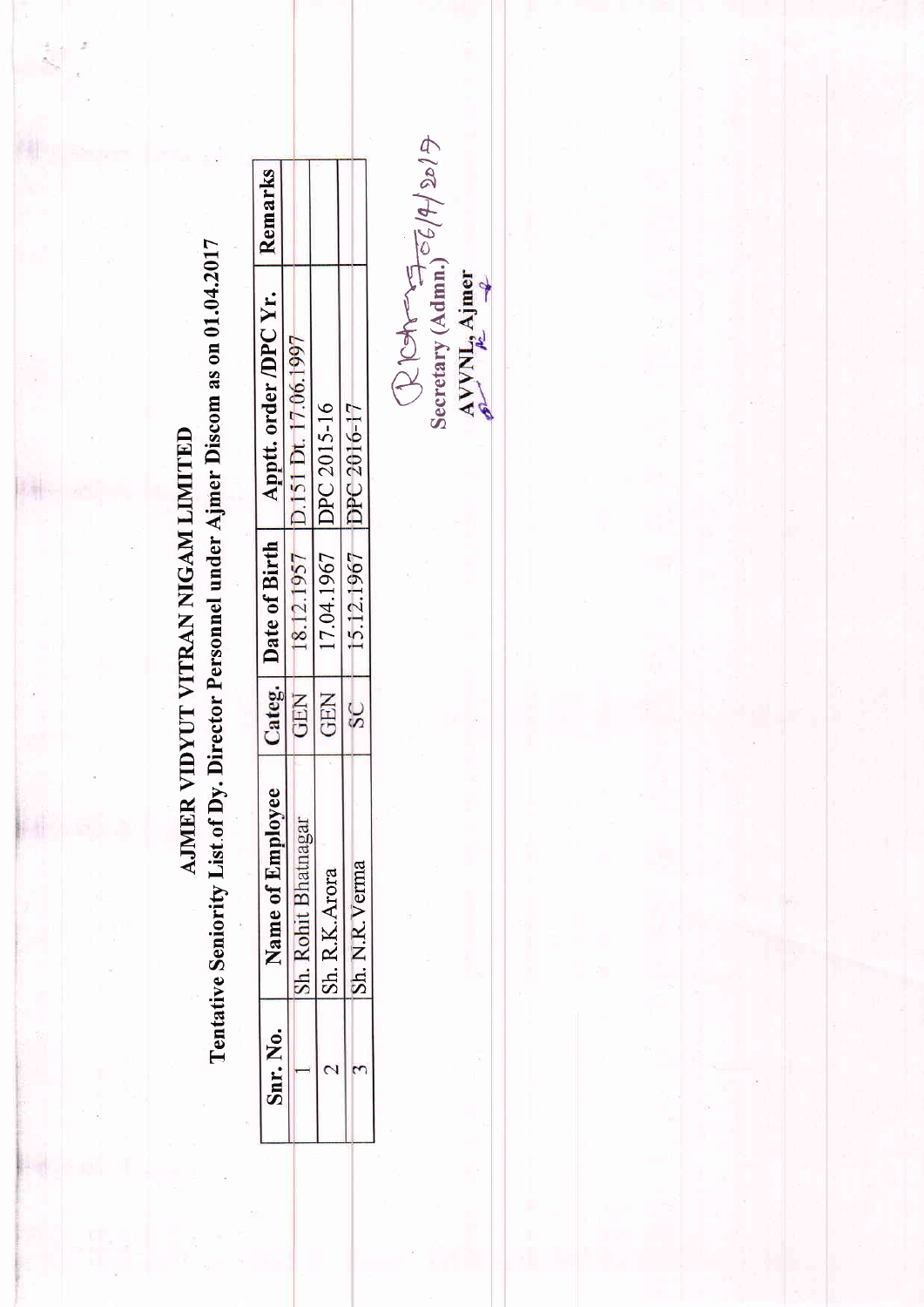# AJMER VIDYUT VITRAN NIGAM LIMITED

## Tentative Seniority List of Dy. Director Personnel under Ajmer Discom as on 01.04.2017

| Snr. No. | Name of Employee | Categ. | Date of Birth | Apptt. order /DPC Yr. | Remarks |
|---|---|---|---|---|---|
| 1 | Sh. Rohit Bhatnagar | GEN | 18.12.1957 | D.151 Dt. 17.06.1997 | |
| 2 | Sh. R.K.Arora | GEN | 17.04.1967 | DPC 2015-16 | |
| 3 | Sh. N.R. Verma | SC | 15.12.1967 | DPC 2016-17 | |

06/4/2017

Secretary (Admn.)

AVVNL, Ajmer